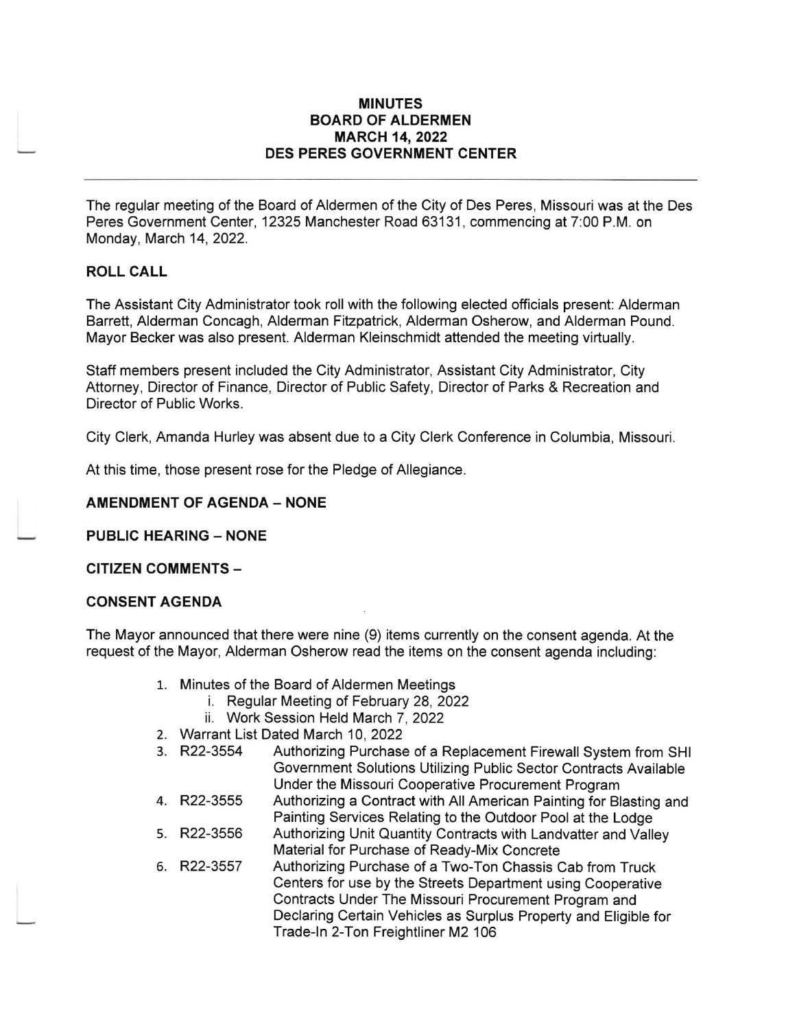# MINUTES
# BOARD OF ALDERMEN
# MARCH 14, 2022
# DES PERES GOVERNMENT CENTER

---

The regular meeting of the Board of Aldermen of the City of Des Peres, Missouri was at the Des Peres Government Center, 12325 Manchester Road 63131, commencing at 7:00 P.M. on Monday, March 14, 2022.

## ROLL CALL

The Assistant City Administrator took roll with the following elected officials present: Alderman Barrett, Alderman Concagh, Alderman Fitzpatrick, Alderman Osherow, and Alderman Pound. Mayor Becker was also present. Alderman Kleinschmidt attended the meeting virtually.

Staff members present included the City Administrator, Assistant City Administrator, City Attorney, Director of Finance, Director of Public Safety, Director of Parks & Recreation and Director of Public Works.

City Clerk, Amanda Hurley was absent due to a City Clerk Conference in Columbia, Missouri.

At this time, those present rose for the Pledge of Allegiance.

## AMENDMENT OF AGENDA – NONE

## PUBLIC HEARING – NONE

## CITIZEN COMMENTS –

## CONSENT AGENDA

The Mayor announced that there were nine (9) items currently on the consent agenda. At the request of the Mayor, Alderman Osherow read the items on the consent agenda including:

1. Minutes of the Board of Aldermen Meetings
   i. Regular Meeting of February 28, 2022
   ii. Work Session Held March 7, 2022
2. Warrant List Dated March 10, 2022
3. R22-3554 Authorizing Purchase of a Replacement Firewall System from SHI Government Solutions Utilizing Public Sector Contracts Available Under the Missouri Cooperative Procurement Program
4. R22-3555 Authorizing a Contract with All American Painting for Blasting and Painting Services Relating to the Outdoor Pool at the Lodge
5. R22-3556 Authorizing Unit Quantity Contracts with Landvatter and Valley Material for Purchase of Ready-Mix Concrete
6. R22-3557 Authorizing Purchase of a Two-Ton Chassis Cab from Truck Centers for use by the Streets Department using Cooperative Contracts Under The Missouri Procurement Program and Declaring Certain Vehicles as Surplus Property and Eligible for Trade-In 2-Ton Freightliner M2 106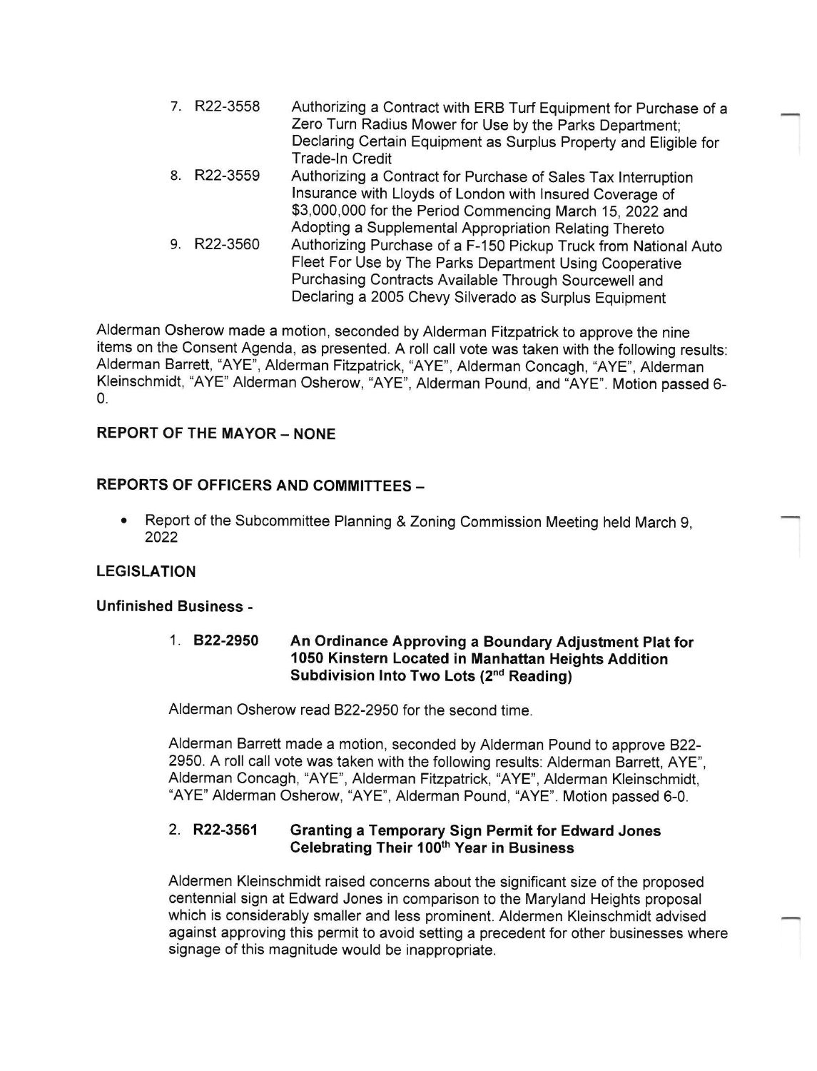7. R22-3558 Authorizing a Contract with ERB Turf Equipment for Purchase of a Zero Turn Radius Mower for Use by the Parks Department; Declaring Certain Equipment as Surplus Property and Eligible for Trade-In Credit
8. R22-3559 Authorizing a Contract for Purchase of Sales Tax Interruption Insurance with Lloyds of London with Insured Coverage of $3,000,000 for the Period Commencing March 15, 2022 and Adopting a Supplemental Appropriation Relating Thereto
9. R22-3560 Authorizing Purchase of a F-150 Pickup Truck from National Auto Fleet For Use by The Parks Department Using Cooperative Purchasing Contracts Available Through Sourcewell and Declaring a 2005 Chevy Silverado as Surplus Equipment

Alderman Osherow made a motion, seconded by Alderman Fitzpatrick to approve the nine items on the Consent Agenda, as presented. A roll call vote was taken with the following results: Alderman Barrett, "AYE", Alderman Fitzpatrick, "AYE", Alderman Concagh, "AYE", Alderman Kleinschmidt, "AYE" Alderman Osherow, "AYE", Alderman Pound, and "AYE". Motion passed 6-0.

## REPORT OF THE MAYOR – NONE

## REPORTS OF OFFICERS AND COMMITTEES –

- Report of the Subcommittee Planning & Zoning Commission Meeting held March 9, 2022

## LEGISLATION

### Unfinished Business -

1. **B22-2950 An Ordinance Approving a Boundary Adjustment Plat for 1050 Kinstern Located in Manhattan Heights Addition Subdivision Into Two Lots (2nd Reading)**

Alderman Osherow read B22-2950 for the second time.

Alderman Barrett made a motion, seconded by Alderman Pound to approve B22-2950. A roll call vote was taken with the following results: Alderman Barrett, AYE", Alderman Concagh, "AYE", Alderman Fitzpatrick, "AYE", Alderman Kleinschmidt, "AYE" Alderman Osherow, "AYE", Alderman Pound, "AYE". Motion passed 6-0.

2. **R22-3561 Granting a Temporary Sign Permit for Edward Jones Celebrating Their 100th Year in Business**

Aldermen Kleinschmidt raised concerns about the significant size of the proposed centennial sign at Edward Jones in comparison to the Maryland Heights proposal which is considerably smaller and less prominent. Aldermen Kleinschmidt advised against approving this permit to avoid setting a precedent for other businesses where signage of this magnitude would be inappropriate.